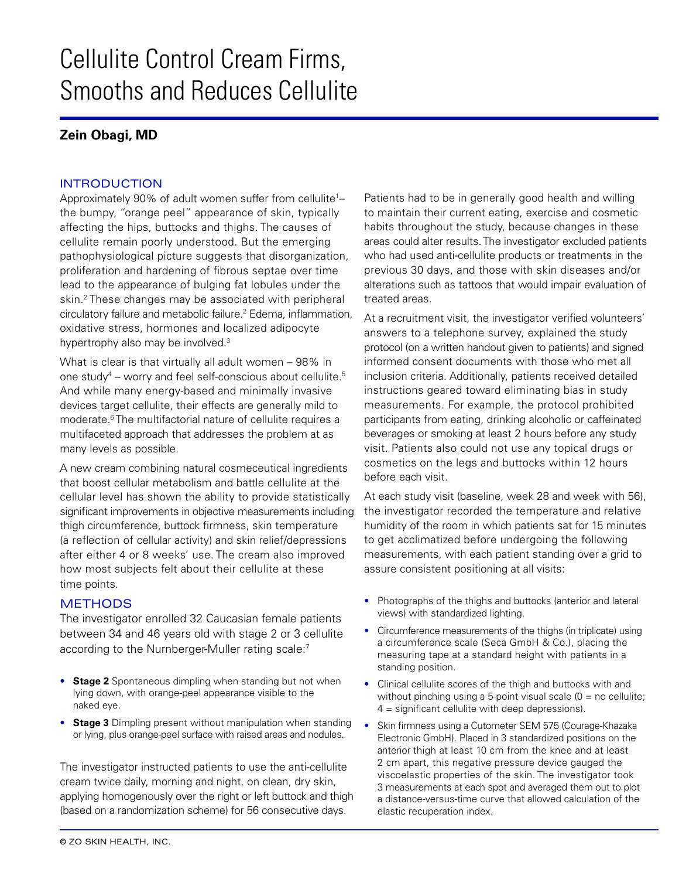# Cellulite Control Cream Firms, Smooths and Reduces Cellulite

**Zein Obagi, MD**

## INTRODUCTION

Approximately 90% of adult women suffer from cellulite[1]– the bumpy, "orange peel" appearance of skin, typically affecting the hips, buttocks and thighs. The causes of cellulite remain poorly understood. But the emerging pathophysiological picture suggests that disorganization, proliferation and hardening of fibrous septae over time lead to the appearance of bulging fat lobules under the skin.[2] These changes may be associated with peripheral circulatory failure and metabolic failure.[2] Edema, inflammation, oxidative stress, hormones and localized adipocyte hypertrophy also may be involved.[3]

What is clear is that virtually all adult women – 98% in one study[4] – worry and feel self-conscious about cellulite.[5] And while many energy-based and minimally invasive devices target cellulite, their effects are generally mild to moderate.[6] The multifactorial nature of cellulite requires a multifaceted approach that addresses the problem at as many levels as possible.

A new cream combining natural cosmeceutical ingredients that boost cellular metabolism and battle cellulite at the cellular level has shown the ability to provide statistically significant improvements in objective measurements including thigh circumference, buttock firmness, skin temperature (a reflection of cellular activity) and skin relief/depressions after either 4 or 8 weeks' use. The cream also improved how most subjects felt about their cellulite at these time points.

## METHODS

The investigator enrolled 32 Caucasian female patients between 34 and 46 years old with stage 2 or 3 cellulite according to the Nurnberger-Muller rating scale:[7]

- **Stage 2** Spontaneous dimpling when standing but not when lying down, with orange-peel appearance visible to the naked eye.
- **Stage 3** Dimpling present without manipulation when standing or lying, plus orange-peel surface with raised areas and nodules.

The investigator instructed patients to use the anti-cellulite cream twice daily, morning and night, on clean, dry skin, applying homogenously over the right or left buttock and thigh (based on a randomization scheme) for 56 consecutive days.

Patients had to be in generally good health and willing to maintain their current eating, exercise and cosmetic habits throughout the study, because changes in these areas could alter results. The investigator excluded patients who had used anti-cellulite products or treatments in the previous 30 days, and those with skin diseases and/or alterations such as tattoos that would impair evaluation of treated areas.

At a recruitment visit, the investigator verified volunteers' answers to a telephone survey, explained the study protocol (on a written handout given to patients) and signed informed consent documents with those who met all inclusion criteria. Additionally, patients received detailed instructions geared toward eliminating bias in study measurements. For example, the protocol prohibited participants from eating, drinking alcoholic or caffeinated beverages or smoking at least 2 hours before any study visit. Patients also could not use any topical drugs or cosmetics on the legs and buttocks within 12 hours before each visit.

At each study visit (baseline, week 28 and week with 56), the investigator recorded the temperature and relative humidity of the room in which patients sat for 15 minutes to get acclimatized before undergoing the following measurements, with each patient standing over a grid to assure consistent positioning at all visits:

- Photographs of the thighs and buttocks (anterior and lateral views) with standardized lighting.
- Circumference measurements of the thighs (in triplicate) using a circumference scale (Seca GmbH & Co.), placing the measuring tape at a standard height with patients in a standing position.
- Clinical cellulite scores of the thigh and buttocks with and without pinching using a 5-point visual scale (0 = no cellulite; 4 = significant cellulite with deep depressions).
- Skin firmness using a Cutometer SEM 575 (Courage-Khazaka Electronic GmbH). Placed in 3 standardized positions on the anterior thigh at least 10 cm from the knee and at least 2 cm apart, this negative pressure device gauged the viscoelastic properties of the skin. The investigator took 3 measurements at each spot and averaged them out to plot a distance-versus-time curve that allowed calculation of the elastic recuperation index.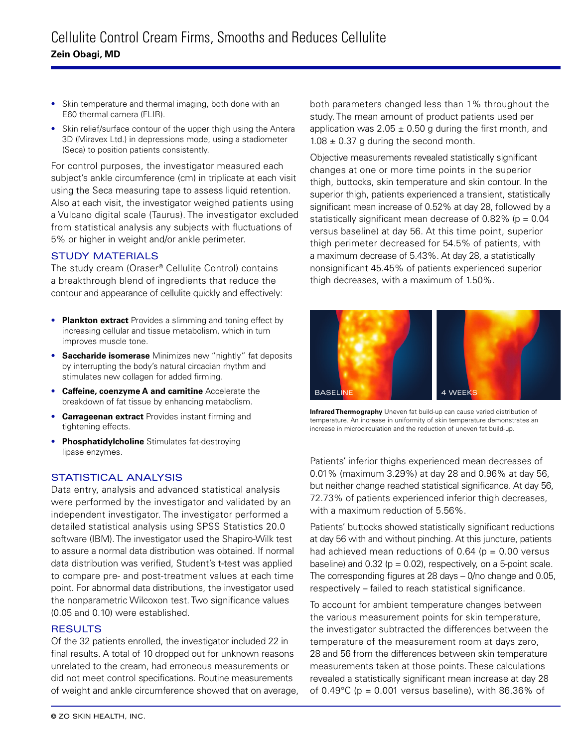- Skin temperature and thermal imaging, both done with an E60 thermal camera (FLIR).
- Skin relief/surface contour of the upper thigh using the Antera 3D (Miravex Ltd.) in depressions mode, using a stadiometer (Seca) to position patients consistently.

For control purposes, the investigator measured each subject's ankle circumference (cm) in triplicate at each visit using the Seca measuring tape to assess liquid retention. Also at each visit, the investigator weighed patients using a Vulcano digital scale (Taurus). The investigator excluded from statistical analysis any subjects with fluctuations of 5% or higher in weight and/or ankle perimeter.

## STUDY MATERIALS

The study cream (Oraser® Cellulite Control) contains a breakthrough blend of ingredients that reduce the contour and appearance of cellulite quickly and effectively:

- **Plankton extract** Provides a slimming and toning effect by increasing cellular and tissue metabolism, which in turn improves muscle tone.
- **Saccharide isomerase** Minimizes new "nightly" fat deposits by interrupting the body's natural circadian rhythm and stimulates new collagen for added firming.
- **Caffeine, coenzyme A and carnitine** Accelerate the breakdown of fat tissue by enhancing metabolism.
- **Carrageenan extract** Provides instant firming and tightening effects.
- **Phosphatidylcholine** Stimulates fat-destroying lipase enzymes.

## STATISTICAL ANALYSIS

Data entry, analysis and advanced statistical analysis were performed by the investigator and validated by an independent investigator. The investigator performed a detailed statistical analysis using SPSS Statistics 20.0 software (IBM). The investigator used the Shapiro-Wilk test to assure a normal data distribution was obtained. If normal data distribution was verified, Student's t-test was applied to compare pre- and post-treatment values at each time point. For abnormal data distributions, the investigator used the nonparametric Wilcoxon test. Two significance values (0.05 and 0.10) were established.

## RESULTS

Of the 32 patients enrolled, the investigator included 22 in final results. A total of 10 dropped out for unknown reasons unrelated to the cream, had erroneous measurements or did not meet control specifications. Routine measurements of weight and ankle circumference showed that on average, both parameters changed less than 1% throughout the study. The mean amount of product patients used per application was 2.05 ± 0.50 g during the first month, and 1.08 ± 0.37 g during the second month.

Objective measurements revealed statistically significant changes at one or more time points in the superior thigh, buttocks, skin temperature and skin contour. In the superior thigh, patients experienced a transient, statistically significant mean increase of 0.52% at day 28, followed by a statistically significant mean decrease of 0.82% ($p = 0.04$ versus baseline) at day 56. At this time point, superior thigh perimeter decreased for 54.5% of patients, with a maximum decrease of 5.43%. At day 28, a statistically nonsignificant 45.45% of patients experienced superior thigh decreases, with a maximum of 1.50%.

BASELINE | 4 WEEKS

**Infrared Thermography** Uneven fat build-up can cause varied distribution of temperature. An increase in uniformity of skin temperature demonstrates an increase in microcirculation and the reduction of uneven fat build-up.

Patients' inferior thighs experienced mean decreases of 0.01% (maximum 3.29%) at day 28 and 0.96% at day 56, but neither change reached statistical significance. At day 56, 72.73% of patients experienced inferior thigh decreases, with a maximum reduction of 5.56%.

Patients' buttocks showed statistically significant reductions at day 56 with and without pinching. At this juncture, patients had achieved mean reductions of 0.64 ($p = 0.00$ versus baseline) and 0.32 ($p = 0.02$), respectively, on a 5-point scale. The corresponding figures at 28 days – 0/no change and 0.05, respectively – failed to reach statistical significance.

To account for ambient temperature changes between the various measurement points for skin temperature, the investigator subtracted the differences between the temperature of the measurement room at days zero, 28 and 56 from the differences between skin temperature measurements taken at those points. These calculations revealed a statistically significant mean increase at day 28 of 0.49°C ($p = 0.001$ versus baseline), with 86.36% of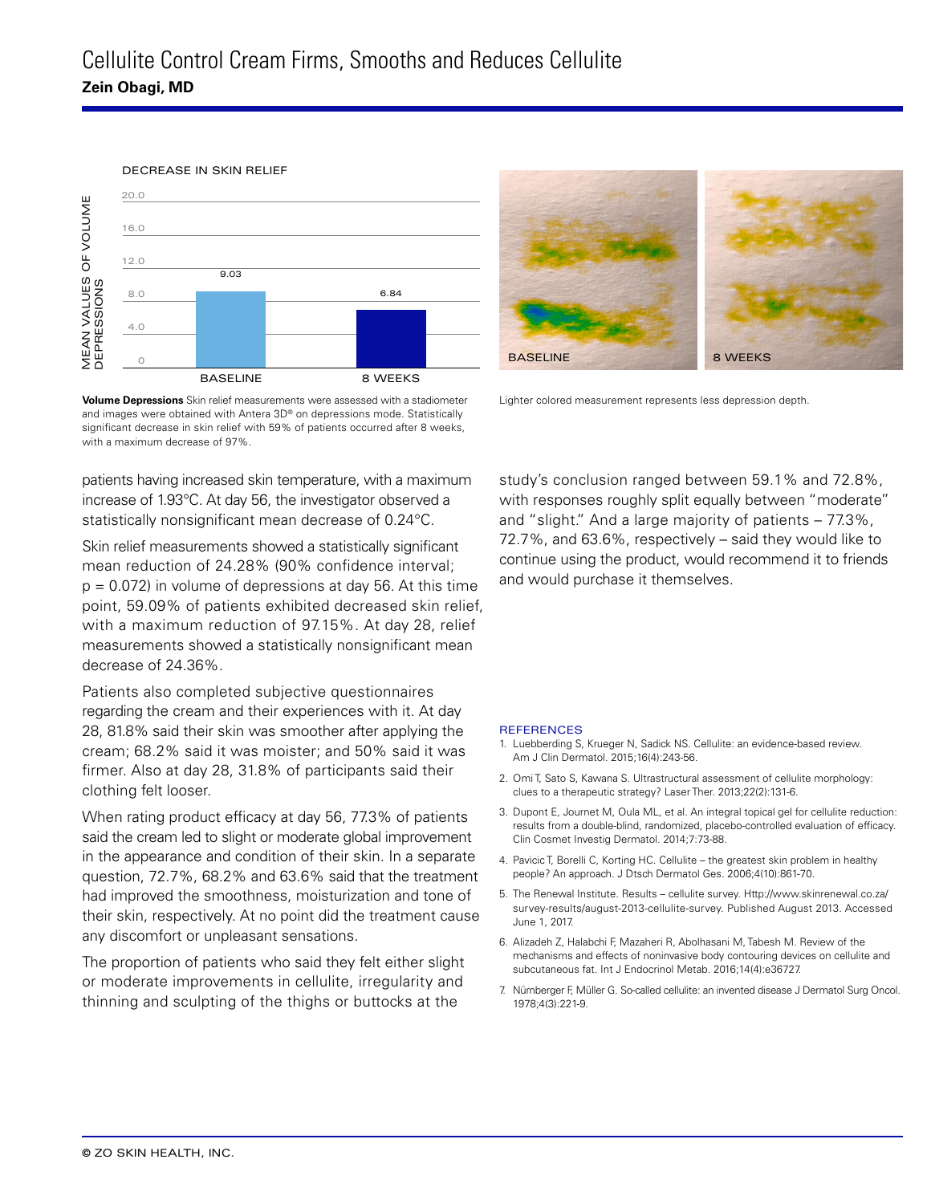DECREASE IN SKIN RELIEF

MEAN VALUES OF VOLUME DEPRESSIONS

20.0
16.0
12.0
8.0
4.0
0

9.03
6.84

BASELINE
8 WEEKS

**Volume Depressions** Skin relief measurements were assessed with a stadiometer and images were obtained with Antera 3D® on depressions mode. Statistically significant decrease in skin relief with 59% of patients occurred after 8 weeks, with a maximum decrease of 97%.

BASELINE
8 WEEKS

Lighter colored measurement represents less depression depth.

patients having increased skin temperature, with a maximum increase of 1.93°C. At day 56, the investigator observed a statistically nonsignificant mean decrease of 0.24°C.

Skin relief measurements showed a statistically significant mean reduction of 24.28% (90% confidence interval; $p = 0.072$) in volume of depressions at day 56. At this time point, 59.09% of patients exhibited decreased skin relief, with a maximum reduction of 97.15%. At day 28, relief measurements showed a statistically nonsignificant mean decrease of 24.36%.

Patients also completed subjective questionnaires regarding the cream and their experiences with it. At day 28, 81.8% said their skin was smoother after applying the cream; 68.2% said it was moister; and 50% said it was firmer. Also at day 28, 31.8% of participants said their clothing felt looser.

When rating product efficacy at day 56, 77.3% of patients said the cream led to slight or moderate global improvement in the appearance and condition of their skin. In a separate question, 72.7%, 68.2% and 63.6% said that the treatment had improved the smoothness, moisturization and tone of their skin, respectively. At no point did the treatment cause any discomfort or unpleasant sensations.

The proportion of patients who said they felt either slight or moderate improvements in cellulite, irregularity and thinning and sculpting of the thighs or buttocks at the study's conclusion ranged between 59.1% and 72.8%, with responses roughly split equally between "moderate" and "slight." And a large majority of patients – 77.3%, 72.7%, and 63.6%, respectively – said they would like to continue using the product, would recommend it to friends and would purchase it themselves.

## REFERENCES

1. Luebberding S, Krueger N, Sadick NS. Cellulite: an evidence-based review. Am J Clin Dermatol. 2015;16(4):243-56.
2. Omi T, Sato S, Kawana S. Ultrastructural assessment of cellulite morphology: clues to a therapeutic strategy? Laser Ther. 2013;22(2):131-6.
3. Dupont E, Journet M, Oula ML, et al. An integral topical gel for cellulite reduction: results from a double-blind, randomized, placebo-controlled evaluation of efficacy. Clin Cosmet Investig Dermatol. 2014;7:73-88.
4. Pavicic T, Borelli C, Korting HC. Cellulite – the greatest skin problem in healthy people? An approach. J Dtsch Dermatol Ges. 2006;4(10):861-70.
5. The Renewal Institute. Results – cellulite survey. Http://www.skinrenewal.co.za/survey-results/august-2013-cellulite-survey. Published August 2013. Accessed June 1, 2017.
6. Alizadeh Z, Halabchi F, Mazaheri R, Abolhasani M, Tabesh M. Review of the mechanisms and effects of noninvasive body contouring devices on cellulite and subcutaneous fat. Int J Endocrinol Metab. 2016;14(4):e36727.
7. Nürnberger F, Müller G. So-called cellulite: an invented disease J Dermatol Surg Oncol. 1978;4(3):221-9.